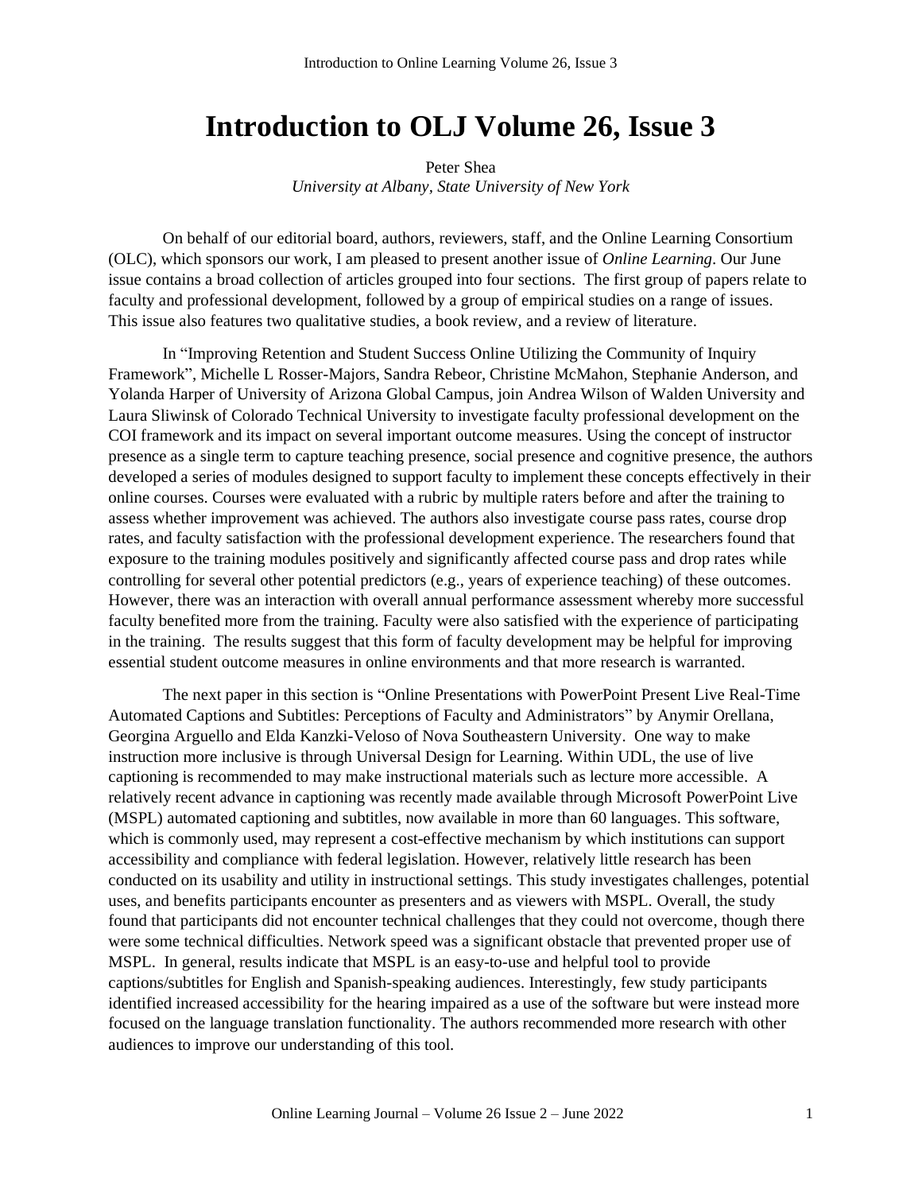# Introduction to OLJ Volume 26, Issue 3

Peter Shea
*University at Albany, State University of New York*

On behalf of our editorial board, authors, reviewers, staff, and the Online Learning Consortium (OLC), which sponsors our work, I am pleased to present another issue of *Online Learning*. Our June issue contains a broad collection of articles grouped into four sections. The first group of papers relate to faculty and professional development, followed by a group of empirical studies on a range of issues. This issue also features two qualitative studies, a book review, and a review of literature.

In "Improving Retention and Student Success Online Utilizing the Community of Inquiry Framework", Michelle L Rosser-Majors, Sandra Rebeor, Christine McMahon, Stephanie Anderson, and Yolanda Harper of University of Arizona Global Campus, join Andrea Wilson of Walden University and Laura Sliwinsk of Colorado Technical University to investigate faculty professional development on the COI framework and its impact on several important outcome measures. Using the concept of instructor presence as a single term to capture teaching presence, social presence and cognitive presence, the authors developed a series of modules designed to support faculty to implement these concepts effectively in their online courses. Courses were evaluated with a rubric by multiple raters before and after the training to assess whether improvement was achieved. The authors also investigate course pass rates, course drop rates, and faculty satisfaction with the professional development experience. The researchers found that exposure to the training modules positively and significantly affected course pass and drop rates while controlling for several other potential predictors (e.g., years of experience teaching) of these outcomes. However, there was an interaction with overall annual performance assessment whereby more successful faculty benefited more from the training. Faculty were also satisfied with the experience of participating in the training. The results suggest that this form of faculty development may be helpful for improving essential student outcome measures in online environments and that more research is warranted.

The next paper in this section is "Online Presentations with PowerPoint Present Live Real-Time Automated Captions and Subtitles: Perceptions of Faculty and Administrators" by Anymir Orellana, Georgina Arguello and Elda Kanzki-Veloso of Nova Southeastern University. One way to make instruction more inclusive is through Universal Design for Learning. Within UDL, the use of live captioning is recommended to may make instructional materials such as lecture more accessible. A relatively recent advance in captioning was recently made available through Microsoft PowerPoint Live (MSPL) automated captioning and subtitles, now available in more than 60 languages. This software, which is commonly used, may represent a cost-effective mechanism by which institutions can support accessibility and compliance with federal legislation. However, relatively little research has been conducted on its usability and utility in instructional settings. This study investigates challenges, potential uses, and benefits participants encounter as presenters and as viewers with MSPL. Overall, the study found that participants did not encounter technical challenges that they could not overcome, though there were some technical difficulties. Network speed was a significant obstacle that prevented proper use of MSPL. In general, results indicate that MSPL is an easy-to-use and helpful tool to provide captions/subtitles for English and Spanish-speaking audiences. Interestingly, few study participants identified increased accessibility for the hearing impaired as a use of the software but were instead more focused on the language translation functionality. The authors recommended more research with other audiences to improve our understanding of this tool.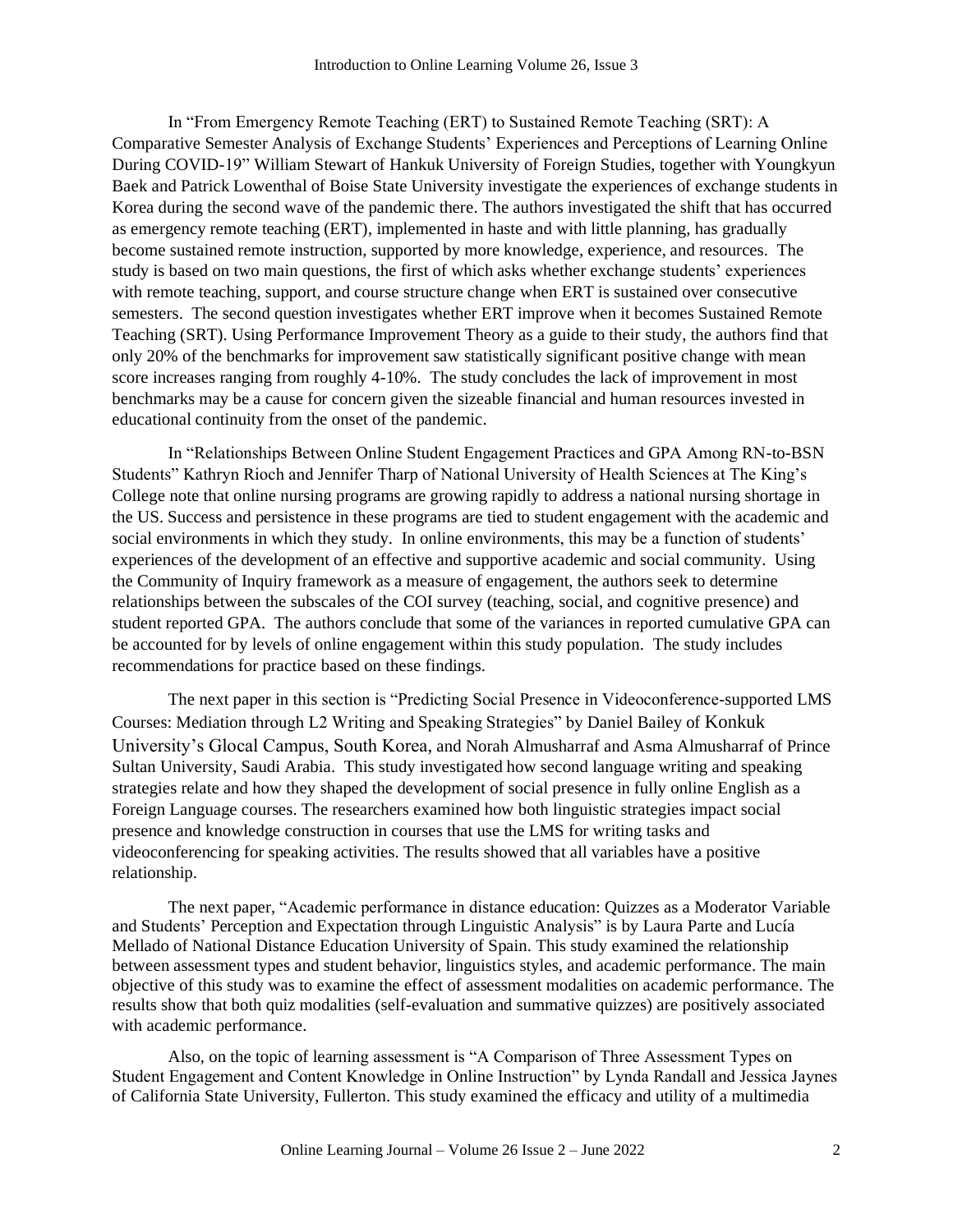In "From Emergency Remote Teaching (ERT) to Sustained Remote Teaching (SRT): A Comparative Semester Analysis of Exchange Students' Experiences and Perceptions of Learning Online During COVID-19" William Stewart of Hankuk University of Foreign Studies, together with Youngkyun Baek and Patrick Lowenthal of Boise State University investigate the experiences of exchange students in Korea during the second wave of the pandemic there. The authors investigated the shift that has occurred as emergency remote teaching (ERT), implemented in haste and with little planning, has gradually become sustained remote instruction, supported by more knowledge, experience, and resources. The study is based on two main questions, the first of which asks whether exchange students' experiences with remote teaching, support, and course structure change when ERT is sustained over consecutive semesters. The second question investigates whether ERT improve when it becomes Sustained Remote Teaching (SRT). Using Performance Improvement Theory as a guide to their study, the authors find that only 20% of the benchmarks for improvement saw statistically significant positive change with mean score increases ranging from roughly 4-10%. The study concludes the lack of improvement in most benchmarks may be a cause for concern given the sizeable financial and human resources invested in educational continuity from the onset of the pandemic.

In "Relationships Between Online Student Engagement Practices and GPA Among RN-to-BSN Students" Kathryn Rioch and Jennifer Tharp of National University of Health Sciences at The King's College note that online nursing programs are growing rapidly to address a national nursing shortage in the US. Success and persistence in these programs are tied to student engagement with the academic and social environments in which they study. In online environments, this may be a function of students' experiences of the development of an effective and supportive academic and social community. Using the Community of Inquiry framework as a measure of engagement, the authors seek to determine relationships between the subscales of the COI survey (teaching, social, and cognitive presence) and student reported GPA. The authors conclude that some of the variances in reported cumulative GPA can be accounted for by levels of online engagement within this study population. The study includes recommendations for practice based on these findings.

The next paper in this section is "Predicting Social Presence in Videoconference-supported LMS Courses: Mediation through L2 Writing and Speaking Strategies" by Daniel Bailey of Konkuk University's Glocal Campus, South Korea, and Norah Almusharraf and Asma Almusharraf of Prince Sultan University, Saudi Arabia. This study investigated how second language writing and speaking strategies relate and how they shaped the development of social presence in fully online English as a Foreign Language courses. The researchers examined how both linguistic strategies impact social presence and knowledge construction in courses that use the LMS for writing tasks and videoconferencing for speaking activities. The results showed that all variables have a positive relationship.

The next paper, "Academic performance in distance education: Quizzes as a Moderator Variable and Students' Perception and Expectation through Linguistic Analysis" is by Laura Parte and Lucía Mellado of National Distance Education University of Spain. This study examined the relationship between assessment types and student behavior, linguistics styles, and academic performance. The main objective of this study was to examine the effect of assessment modalities on academic performance. The results show that both quiz modalities (self-evaluation and summative quizzes) are positively associated with academic performance.

Also, on the topic of learning assessment is "A Comparison of Three Assessment Types on Student Engagement and Content Knowledge in Online Instruction" by Lynda Randall and Jessica Jaynes of California State University, Fullerton. This study examined the efficacy and utility of a multimedia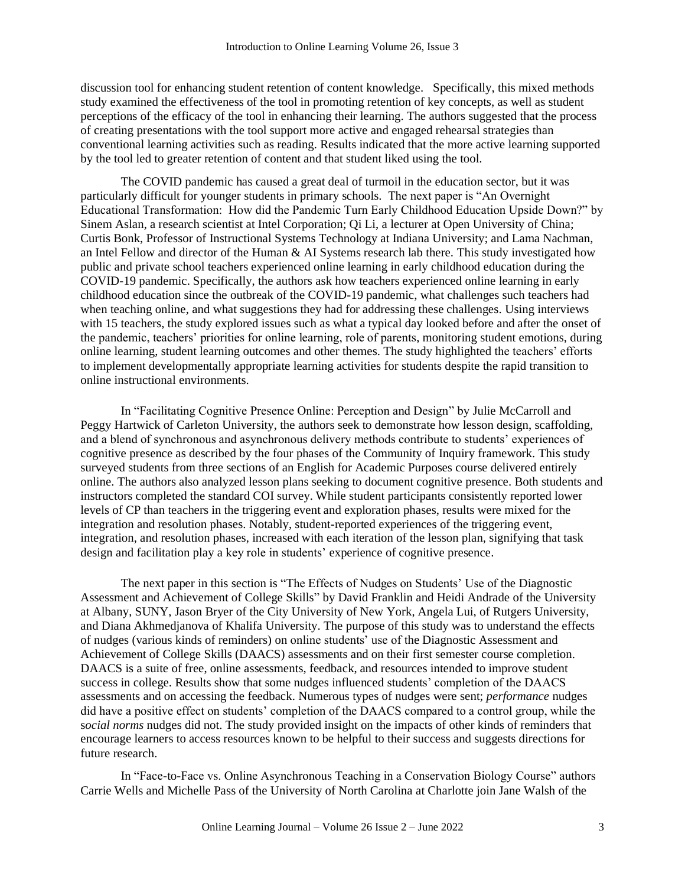discussion tool for enhancing student retention of content knowledge. Specifically, this mixed methods study examined the effectiveness of the tool in promoting retention of key concepts, as well as student perceptions of the efficacy of the tool in enhancing their learning. The authors suggested that the process of creating presentations with the tool support more active and engaged rehearsal strategies than conventional learning activities such as reading. Results indicated that the more active learning supported by the tool led to greater retention of content and that student liked using the tool.

The COVID pandemic has caused a great deal of turmoil in the education sector, but it was particularly difficult for younger students in primary schools. The next paper is "An Overnight Educational Transformation: How did the Pandemic Turn Early Childhood Education Upside Down?" by Sinem Aslan, a research scientist at Intel Corporation; Qi Li, a lecturer at Open University of China; Curtis Bonk, Professor of Instructional Systems Technology at Indiana University; and Lama Nachman, an Intel Fellow and director of the Human & AI Systems research lab there. This study investigated how public and private school teachers experienced online learning in early childhood education during the COVID-19 pandemic. Specifically, the authors ask how teachers experienced online learning in early childhood education since the outbreak of the COVID-19 pandemic, what challenges such teachers had when teaching online, and what suggestions they had for addressing these challenges. Using interviews with 15 teachers, the study explored issues such as what a typical day looked before and after the onset of the pandemic, teachers' priorities for online learning, role of parents, monitoring student emotions, during online learning, student learning outcomes and other themes. The study highlighted the teachers' efforts to implement developmentally appropriate learning activities for students despite the rapid transition to online instructional environments.

In "Facilitating Cognitive Presence Online: Perception and Design" by Julie McCarroll and Peggy Hartwick of Carleton University, the authors seek to demonstrate how lesson design, scaffolding, and a blend of synchronous and asynchronous delivery methods contribute to students' experiences of cognitive presence as described by the four phases of the Community of Inquiry framework. This study surveyed students from three sections of an English for Academic Purposes course delivered entirely online. The authors also analyzed lesson plans seeking to document cognitive presence. Both students and instructors completed the standard COI survey. While student participants consistently reported lower levels of CP than teachers in the triggering event and exploration phases, results were mixed for the integration and resolution phases. Notably, student-reported experiences of the triggering event, integration, and resolution phases, increased with each iteration of the lesson plan, signifying that task design and facilitation play a key role in students' experience of cognitive presence.

The next paper in this section is "The Effects of Nudges on Students' Use of the Diagnostic Assessment and Achievement of College Skills" by David Franklin and Heidi Andrade of the University at Albany, SUNY, Jason Bryer of the City University of New York, Angela Lui, of Rutgers University, and Diana Akhmedjanova of Khalifa University. The purpose of this study was to understand the effects of nudges (various kinds of reminders) on online students' use of the Diagnostic Assessment and Achievement of College Skills (DAACS) assessments and on their first semester course completion. DAACS is a suite of free, online assessments, feedback, and resources intended to improve student success in college. Results show that some nudges influenced students' completion of the DAACS assessments and on accessing the feedback. Numerous types of nudges were sent; *performance* nudges did have a positive effect on students' completion of the DAACS compared to a control group, while the *social norms* nudges did not. The study provided insight on the impacts of other kinds of reminders that encourage learners to access resources known to be helpful to their success and suggests directions for future research.

In "Face-to-Face vs. Online Asynchronous Teaching in a Conservation Biology Course" authors Carrie Wells and Michelle Pass of the University of North Carolina at Charlotte join Jane Walsh of the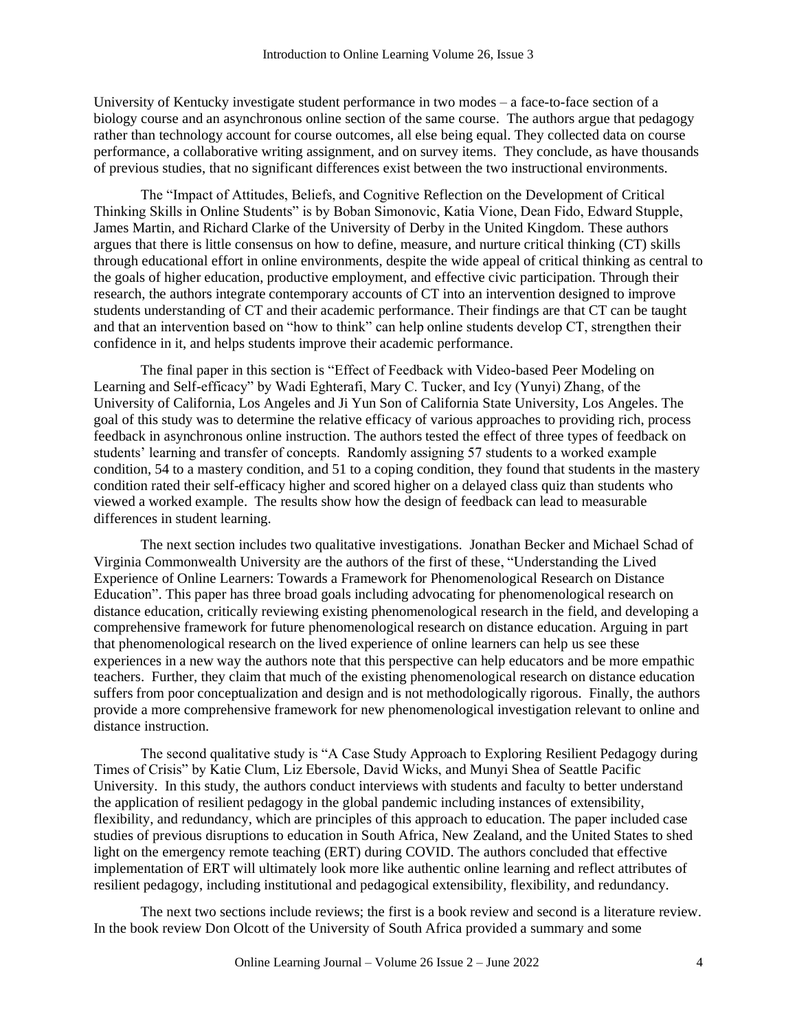University of Kentucky investigate student performance in two modes – a face-to-face section of a biology course and an asynchronous online section of the same course. The authors argue that pedagogy rather than technology account for course outcomes, all else being equal. They collected data on course performance, a collaborative writing assignment, and on survey items. They conclude, as have thousands of previous studies, that no significant differences exist between the two instructional environments.

The "Impact of Attitudes, Beliefs, and Cognitive Reflection on the Development of Critical Thinking Skills in Online Students" is by Boban Simonovic, Katia Vione, Dean Fido, Edward Stupple, James Martin, and Richard Clarke of the University of Derby in the United Kingdom. These authors argues that there is little consensus on how to define, measure, and nurture critical thinking (CT) skills through educational effort in online environments, despite the wide appeal of critical thinking as central to the goals of higher education, productive employment, and effective civic participation. Through their research, the authors integrate contemporary accounts of CT into an intervention designed to improve students understanding of CT and their academic performance. Their findings are that CT can be taught and that an intervention based on "how to think" can help online students develop CT, strengthen their confidence in it, and helps students improve their academic performance.

The final paper in this section is "Effect of Feedback with Video-based Peer Modeling on Learning and Self-efficacy" by Wadi Eghterafi, Mary C. Tucker, and Icy (Yunyi) Zhang, of the University of California, Los Angeles and Ji Yun Son of California State University, Los Angeles. The goal of this study was to determine the relative efficacy of various approaches to providing rich, process feedback in asynchronous online instruction. The authors tested the effect of three types of feedback on students' learning and transfer of concepts. Randomly assigning 57 students to a worked example condition, 54 to a mastery condition, and 51 to a coping condition, they found that students in the mastery condition rated their self-efficacy higher and scored higher on a delayed class quiz than students who viewed a worked example. The results show how the design of feedback can lead to measurable differences in student learning.

The next section includes two qualitative investigations. Jonathan Becker and Michael Schad of Virginia Commonwealth University are the authors of the first of these, "Understanding the Lived Experience of Online Learners: Towards a Framework for Phenomenological Research on Distance Education". This paper has three broad goals including advocating for phenomenological research on distance education, critically reviewing existing phenomenological research in the field, and developing a comprehensive framework for future phenomenological research on distance education. Arguing in part that phenomenological research on the lived experience of online learners can help us see these experiences in a new way the authors note that this perspective can help educators and be more empathic teachers. Further, they claim that much of the existing phenomenological research on distance education suffers from poor conceptualization and design and is not methodologically rigorous. Finally, the authors provide a more comprehensive framework for new phenomenological investigation relevant to online and distance instruction.

The second qualitative study is "A Case Study Approach to Exploring Resilient Pedagogy during Times of Crisis" by Katie Clum, Liz Ebersole, David Wicks, and Munyi Shea of Seattle Pacific University. In this study, the authors conduct interviews with students and faculty to better understand the application of resilient pedagogy in the global pandemic including instances of extensibility, flexibility, and redundancy, which are principles of this approach to education. The paper included case studies of previous disruptions to education in South Africa, New Zealand, and the United States to shed light on the emergency remote teaching (ERT) during COVID. The authors concluded that effective implementation of ERT will ultimately look more like authentic online learning and reflect attributes of resilient pedagogy, including institutional and pedagogical extensibility, flexibility, and redundancy.

The next two sections include reviews; the first is a book review and second is a literature review. In the book review Don Olcott of the University of South Africa provided a summary and some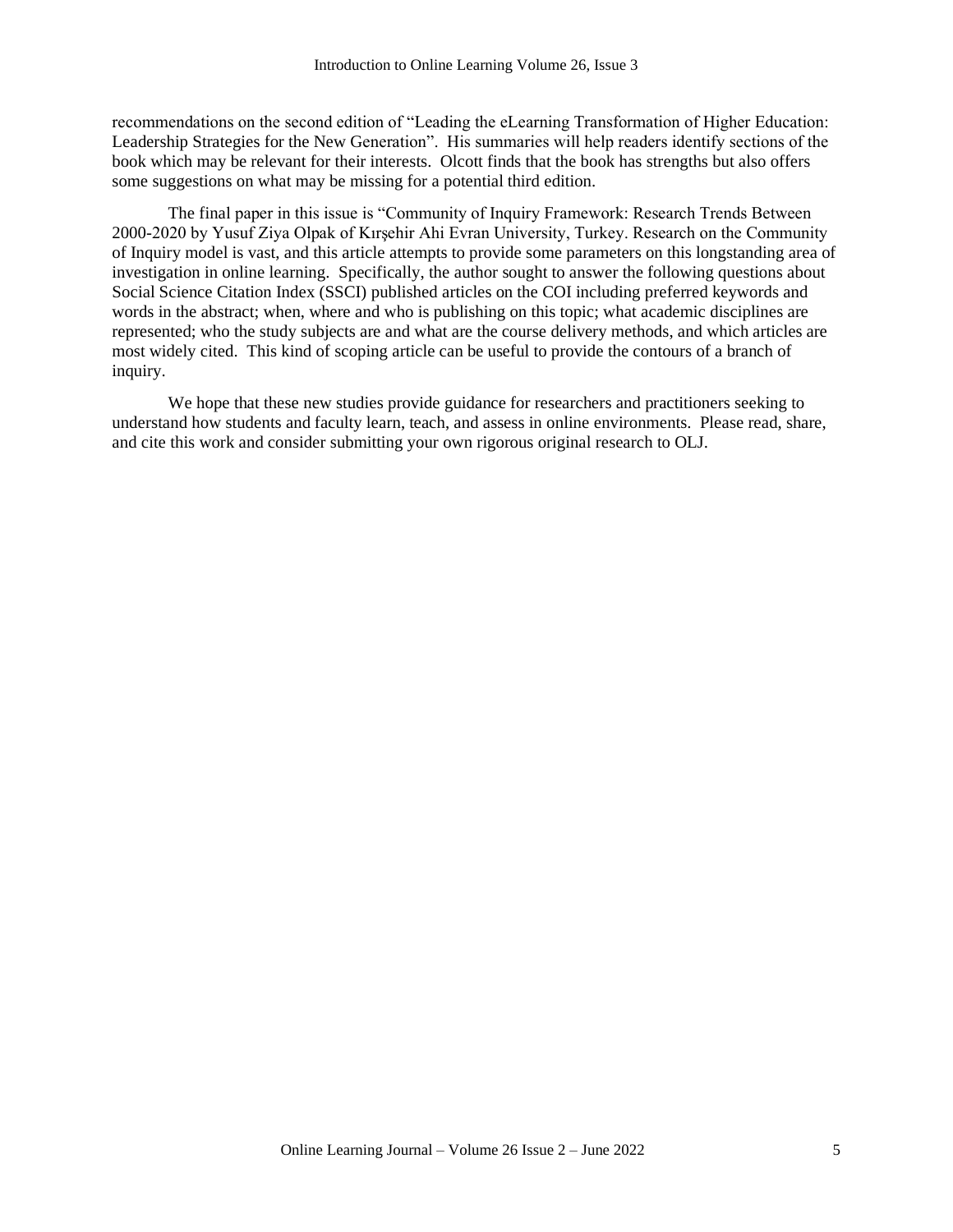recommendations on the second edition of "Leading the eLearning Transformation of Higher Education: Leadership Strategies for the New Generation". His summaries will help readers identify sections of the book which may be relevant for their interests. Olcott finds that the book has strengths but also offers some suggestions on what may be missing for a potential third edition.

The final paper in this issue is "Community of Inquiry Framework: Research Trends Between 2000-2020 by Yusuf Ziya Olpak of Kırşehir Ahi Evran University, Turkey. Research on the Community of Inquiry model is vast, and this article attempts to provide some parameters on this longstanding area of investigation in online learning. Specifically, the author sought to answer the following questions about Social Science Citation Index (SSCI) published articles on the COI including preferred keywords and words in the abstract; when, where and who is publishing on this topic; what academic disciplines are represented; who the study subjects are and what are the course delivery methods, and which articles are most widely cited. This kind of scoping article can be useful to provide the contours of a branch of inquiry.

We hope that these new studies provide guidance for researchers and practitioners seeking to understand how students and faculty learn, teach, and assess in online environments. Please read, share, and cite this work and consider submitting your own rigorous original research to OLJ.